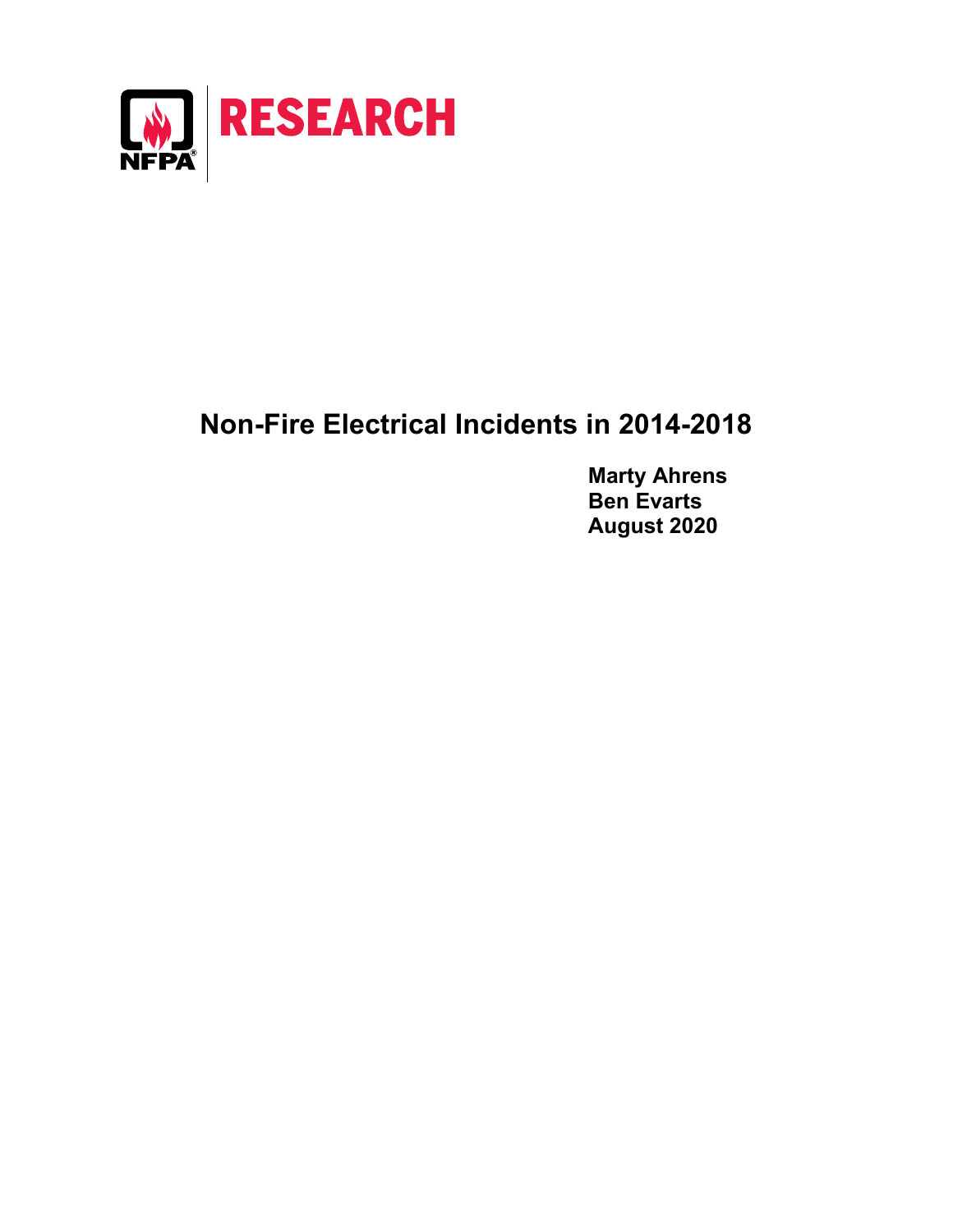NFPA RESEARCH

# Non-Fire Electrical Incidents in 2014-2018

**Marty Ahrens**
**Ben Evarts**
**August 2020**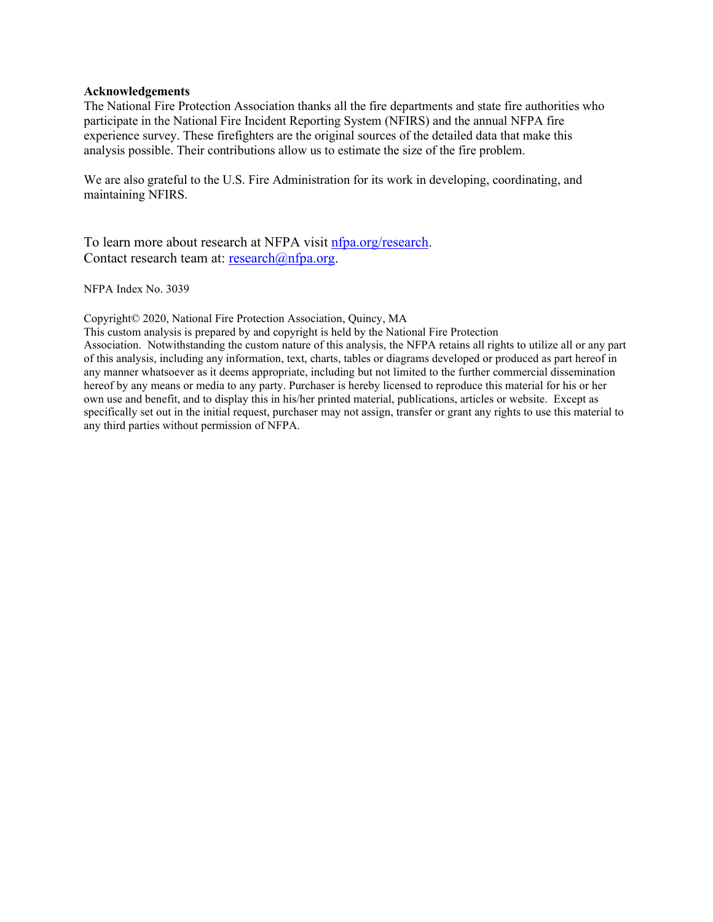**Acknowledgements**

The National Fire Protection Association thanks all the fire departments and state fire authorities who participate in the National Fire Incident Reporting System (NFIRS) and the annual NFPA fire experience survey. These firefighters are the original sources of the detailed data that make this analysis possible. Their contributions allow us to estimate the size of the fire problem.

We are also grateful to the U.S. Fire Administration for its work in developing, coordinating, and maintaining NFIRS.

To learn more about research at NFPA visit [nfpa.org/research](nfpa.org/research).
Contact research team at: [research@nfpa.org](mailto:research@nfpa.org).

NFPA Index No. 3039

Copyright© 2020, National Fire Protection Association, Quincy, MA
This custom analysis is prepared by and copyright is held by the National Fire Protection Association. Notwithstanding the custom nature of this analysis, the NFPA retains all rights to utilize all or any part of this analysis, including any information, text, charts, tables or diagrams developed or produced as part hereof in any manner whatsoever as it deems appropriate, including but not limited to the further commercial dissemination hereof by any means or media to any party. Purchaser is hereby licensed to reproduce this material for his or her own use and benefit, and to display this in his/her printed material, publications, articles or website. Except as specifically set out in the initial request, purchaser may not assign, transfer or grant any rights to use this material to any third parties without permission of NFPA.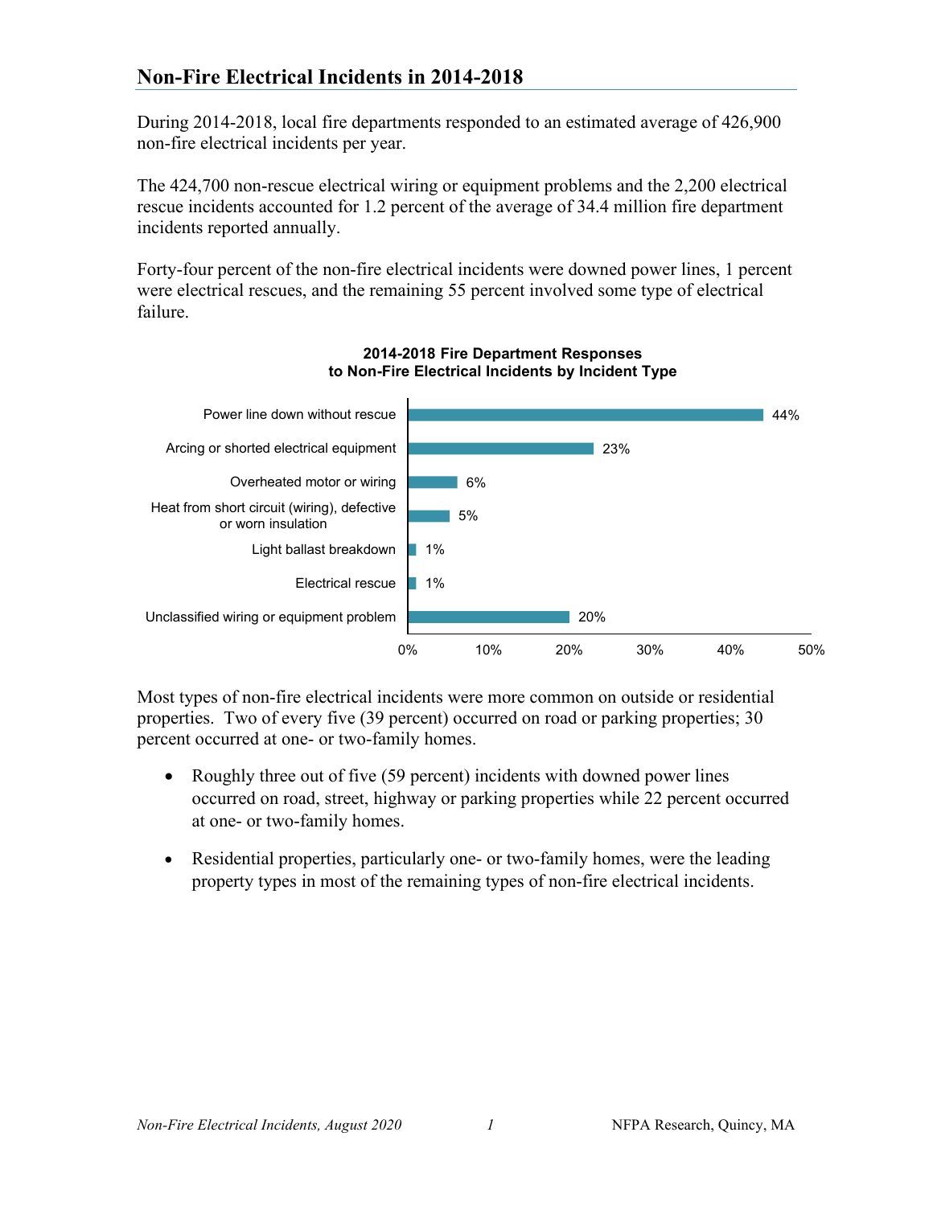## Non-Fire Electrical Incidents in 2014-2018

During 2014-2018, local fire departments responded to an estimated average of 426,900 non-fire electrical incidents per year.

The 424,700 non-rescue electrical wiring or equipment problems and the 2,200 electrical rescue incidents accounted for 1.2 percent of the average of 34.4 million fire department incidents reported annually.

Forty-four percent of the non-fire electrical incidents were downed power lines, 1 percent were electrical rescues, and the remaining 55 percent involved some type of electrical failure.

**2014-2018 Fire Department Responses to Non-Fire Electrical Incidents by Incident Type**

| Incident Type | Percent |
|---|---|
| Power line down without rescue | 44% |
| Arcing or shorted electrical equipment | 23% |
| Overheated motor or wiring | 6% |
| Heat from short circuit (wiring), defective or worn insulation | 5% |
| Light ballast breakdown | 1% |
| Electrical rescue | 1% |
| Unclassified wiring or equipment problem | 20% |

Most types of non-fire electrical incidents were more common on outside or residential properties. Two of every five (39 percent) occurred on road or parking properties; 30 percent occurred at one- or two-family homes.

- Roughly three out of five (59 percent) incidents with downed power lines occurred on road, street, highway or parking properties while 22 percent occurred at one- or two-family homes.
- Residential properties, particularly one- or two-family homes, were the leading property types in most of the remaining types of non-fire electrical incidents.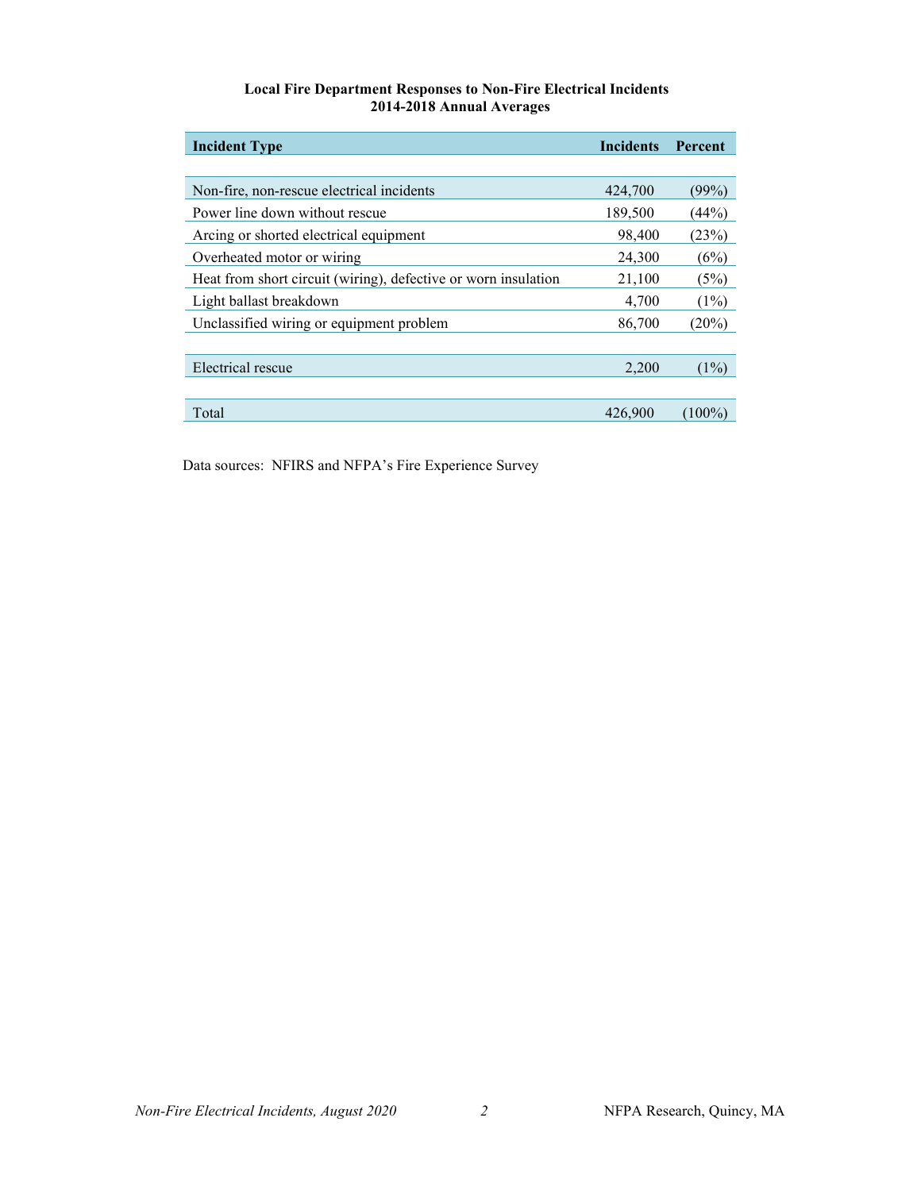**Local Fire Department Responses to Non-Fire Electrical Incidents**
**2014-2018 Annual Averages**

| Incident Type | Incidents | Percent |
|---|---|---|
| Non-fire, non-rescue electrical incidents | 424,700 | (99%) |
| Power line down without rescue | 189,500 | (44%) |
| Arcing or shorted electrical equipment | 98,400 | (23%) |
| Overheated motor or wiring | 24,300 | (6%) |
| Heat from short circuit (wiring), defective or worn insulation | 21,100 | (5%) |
| Light ballast breakdown | 4,700 | (1%) |
| Unclassified wiring or equipment problem | 86,700 | (20%) |
| Electrical rescue | 2,200 | (1%) |
| Total | 426,900 | (100%) |

Data sources: NFIRS and NFPA's Fire Experience Survey